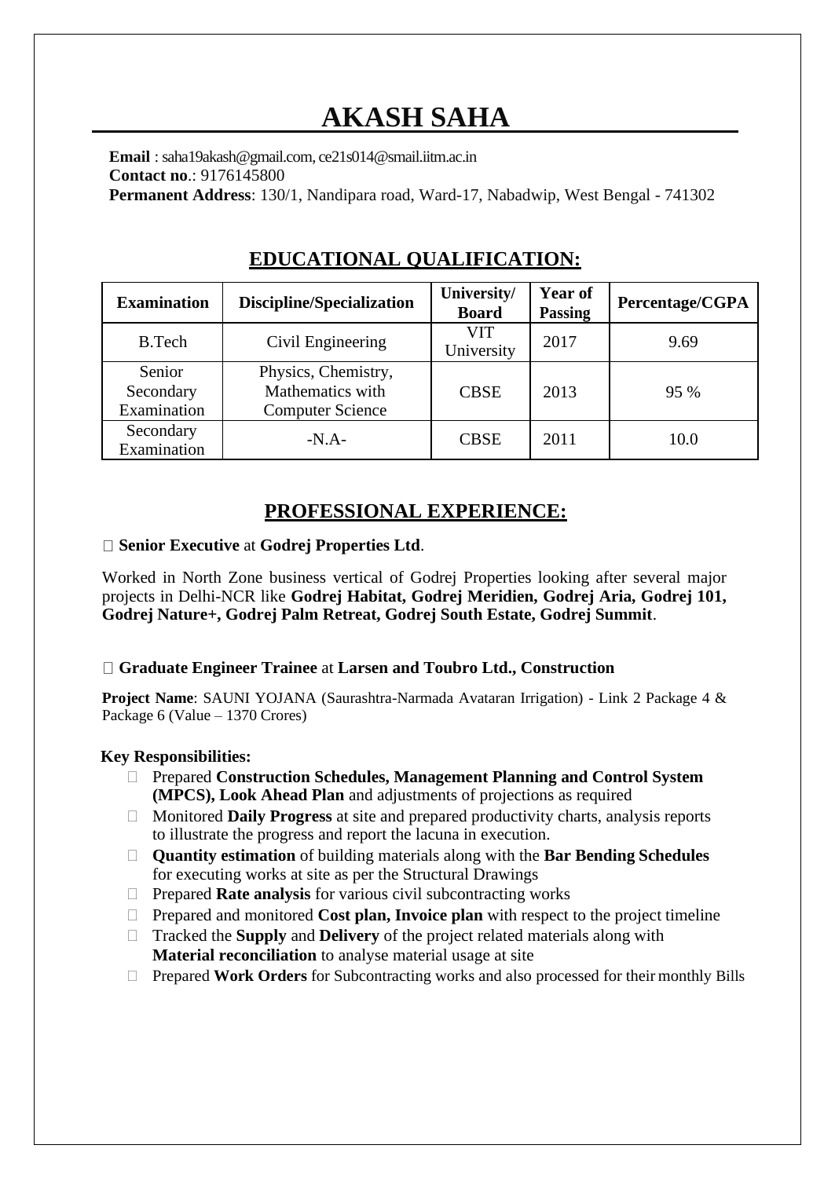# AKASH SAHA

**Email** : saha19akash@gmail.com, ce21s014@smail.iitm.ac.in
**Contact no**.: 9176145800
**Permanent Address**: 130/1, Nandipara road, Ward-17, Nabadwip, West Bengal - 741302

## EDUCATIONAL QUALIFICATION:

| Examination | Discipline/Specialization | University/ Board | Year of Passing | Percentage/CGPA |
|---|---|---|---|---|
| B.Tech | Civil Engineering | VIT University | 2017 | 9.69 |
| Senior Secondary Examination | Physics, Chemistry, Mathematics with Computer Science | CBSE | 2013 | 95 % |
| Secondary Examination | -N.A- | CBSE | 2011 | 10.0 |

## PROFESSIONAL EXPERIENCE:

- **Senior Executive** at **Godrej Properties Ltd**.

Worked in North Zone business vertical of Godrej Properties looking after several major projects in Delhi-NCR like **Godrej Habitat, Godrej Meridien, Godrej Aria, Godrej 101, Godrej Nature+, Godrej Palm Retreat, Godrej South Estate, Godrej Summit**.

- **Graduate Engineer Trainee** at **Larsen and Toubro Ltd., Construction**

**Project Name**: SAUNI YOJANA (Saurashtra-Narmada Avataran Irrigation) - Link 2 Package 4 & Package 6 (Value – 1370 Crores)

**Key Responsibilities:**

- Prepared **Construction Schedules, Management Planning and Control System (MPCS), Look Ahead Plan** and adjustments of projections as required
- Monitored **Daily Progress** at site and prepared productivity charts, analysis reports to illustrate the progress and report the lacuna in execution.
- **Quantity estimation** of building materials along with the **Bar Bending Schedules** for executing works at site as per the Structural Drawings
- Prepared **Rate analysis** for various civil subcontracting works
- Prepared and monitored **Cost plan, Invoice plan** with respect to the project timeline
- Tracked the **Supply** and **Delivery** of the project related materials along with **Material reconciliation** to analyse material usage at site
- Prepared **Work Orders** for Subcontracting works and also processed for their monthly Bills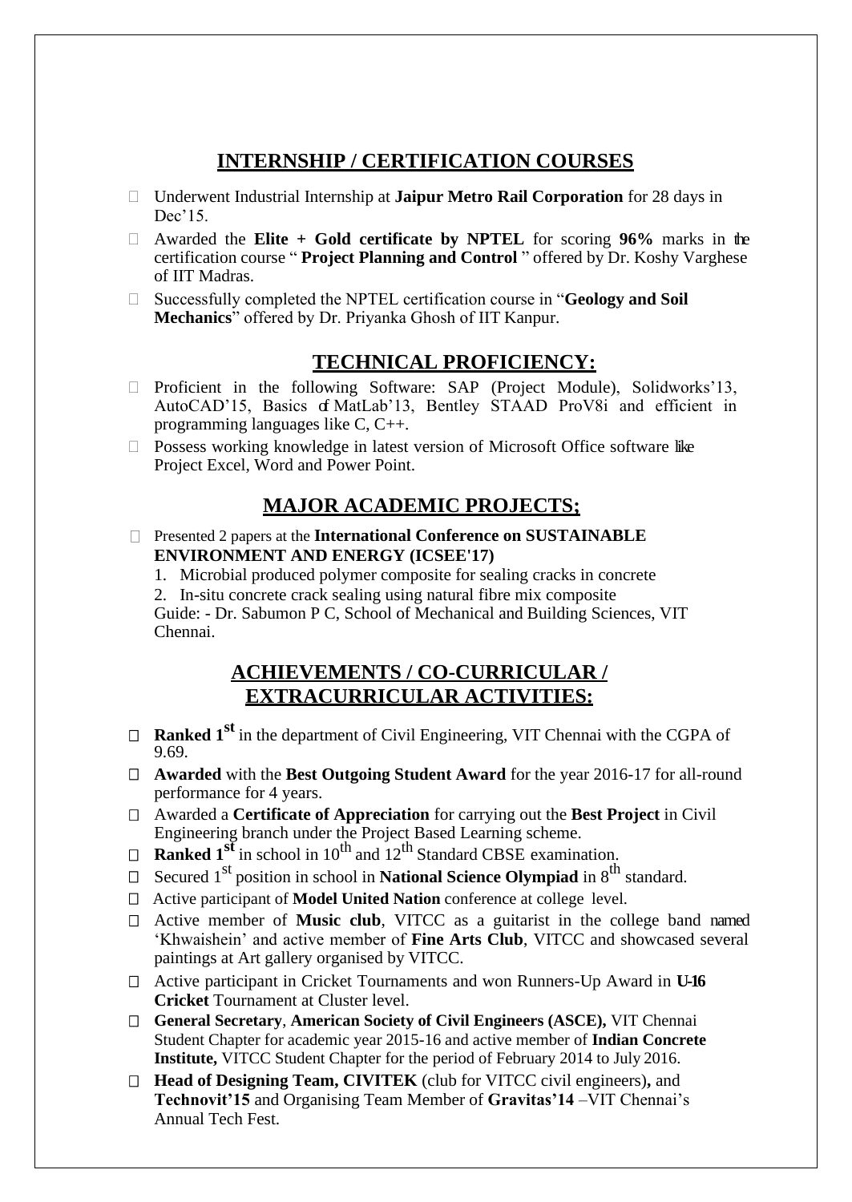## INTERNSHIP / CERTIFICATION COURSES

- Underwent Industrial Internship at **Jaipur Metro Rail Corporation** for 28 days in Dec'15.
- Awarded the **Elite + Gold certificate by NPTEL** for scoring **96%** marks in the certification course " **Project Planning and Control** " offered by Dr. Koshy Varghese of IIT Madras.
- Successfully completed the NPTEL certification course in "**Geology and Soil Mechanics**" offered by Dr. Priyanka Ghosh of IIT Kanpur.

## TECHNICAL PROFICIENCY:

- Proficient in the following Software: SAP (Project Module), Solidworks'13, AutoCAD'15, Basics of MatLab'13, Bentley STAAD ProV8i and efficient in programming languages like C, C++.
- Possess working knowledge in latest version of Microsoft Office software like Project Excel, Word and Power Point.

## MAJOR ACADEMIC PROJECTS;

- Presented 2 papers at the **International Conference on SUSTAINABLE ENVIRONMENT AND ENERGY (ICSEE'17)**
  1. Microbial produced polymer composite for sealing cracks in concrete
  2. In-situ concrete crack sealing using natural fibre mix composite

  Guide: - Dr. Sabumon P C, School of Mechanical and Building Sciences, VIT Chennai.

## ACHIEVEMENTS / CO-CURRICULAR / EXTRACURRICULAR ACTIVITIES:

- **Ranked 1st** in the department of Civil Engineering, VIT Chennai with the CGPA of 9.69.
- **Awarded** with the **Best Outgoing Student Award** for the year 2016-17 for all-round performance for 4 years.
- Awarded a **Certificate of Appreciation** for carrying out the **Best Project** in Civil Engineering branch under the Project Based Learning scheme.
- **Ranked 1st** in school in 10th and 12th Standard CBSE examination.
- Secured 1st position in school in **National Science Olympiad** in 8th standard.
- Active participant of **Model United Nation** conference at college level.
- Active member of **Music club**, VITCC as a guitarist in the college band named 'Khwaishein' and active member of **Fine Arts Club**, VITCC and showcased several paintings at Art gallery organised by VITCC.
- Active participant in Cricket Tournaments and won Runners-Up Award in **U-16 Cricket** Tournament at Cluster level.
- **General Secretary**, **American Society of Civil Engineers (ASCE),** VIT Chennai Student Chapter for academic year 2015-16 and active member of **Indian Concrete Institute,** VITCC Student Chapter for the period of February 2014 to July 2016.
- **Head of Designing Team, CIVITEK** (club for VITCC civil engineers)**,** and **Technovit'15** and Organising Team Member of **Gravitas'14** –VIT Chennai's Annual Tech Fest.